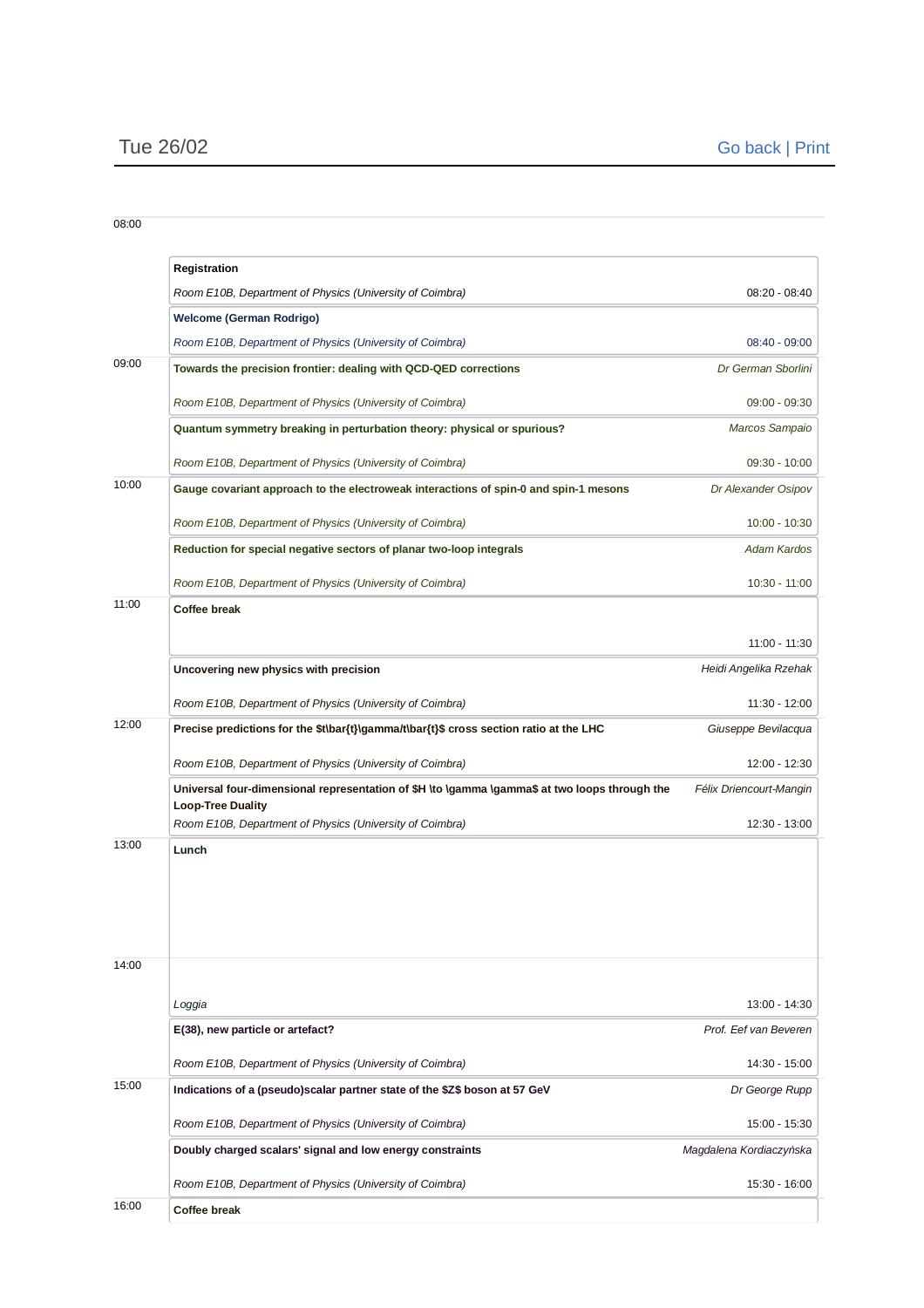# Tue 26/02

Go back | Print

08:00

**Registration**
*Room E10B, Department of Physics (University of Coimbra)* — 08:20 - 08:40

**Welcome (German Rodrigo)**
*Room E10B, Department of Physics (University of Coimbra)* — 08:40 - 09:00

09:00

**Towards the precision frontier: dealing with QCD-QED corrections** — *Dr German Sborlini*
*Room E10B, Department of Physics (University of Coimbra)* — 09:00 - 09:30

**Quantum symmetry breaking in perturbation theory: physical or spurious?** — *Marcos Sampaio*
*Room E10B, Department of Physics (University of Coimbra)* — 09:30 - 10:00

10:00

**Gauge covariant approach to the electroweak interactions of spin-0 and spin-1 mesons** — *Dr Alexander Osipov*
*Room E10B, Department of Physics (University of Coimbra)* — 10:00 - 10:30

**Reduction for special negative sectors of planar two-loop integrals** — *Adam Kardos*
*Room E10B, Department of Physics (University of Coimbra)* — 10:30 - 11:00

11:00

**Coffee break**
11:00 - 11:30

**Uncovering new physics with precision** — *Heidi Angelika Rzehak*
*Room E10B, Department of Physics (University of Coimbra)* — 11:30 - 12:00

12:00

**Precise predictions for the $t\bar{t}\gamma/t\bar{t}$ cross section ratio at the LHC** — *Giuseppe Bevilacqua*
*Room E10B, Department of Physics (University of Coimbra)* — 12:00 - 12:30

**Universal four-dimensional representation of $H \to \gamma \gamma$ at two loops through the Loop-Tree Duality** — *Félix Driencourt-Mangin*
*Room E10B, Department of Physics (University of Coimbra)* — 12:30 - 13:00

13:00

**Lunch**

14:00

*Loggia* — 13:00 - 14:30

**E(38), new particle or artefact?** — *Prof. Eef van Beveren*
*Room E10B, Department of Physics (University of Coimbra)* — 14:30 - 15:00

15:00

**Indications of a (pseudo)scalar partner state of the $Z$ boson at 57 GeV** — *Dr George Rupp*
*Room E10B, Department of Physics (University of Coimbra)* — 15:00 - 15:30

**Doubly charged scalars' signal and low energy constraints** — *Magdalena Kordiaczyńska*
*Room E10B, Department of Physics (University of Coimbra)* — 15:30 - 16:00

16:00

**Coffee break**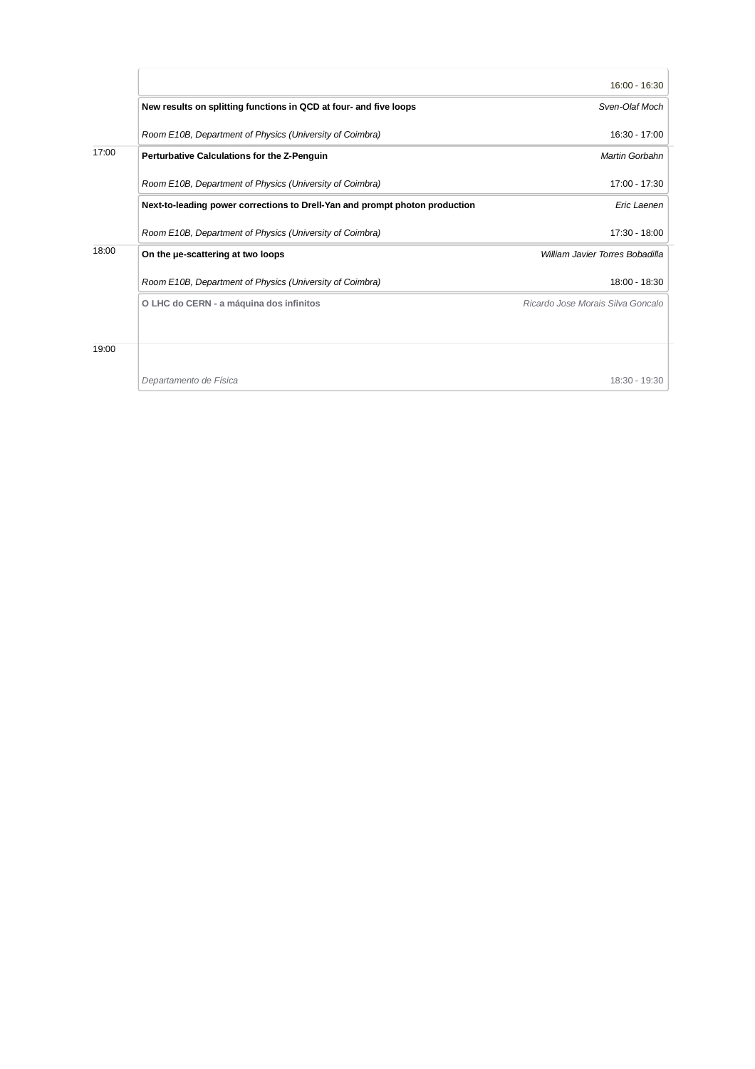| Time | Session | Speaker / Time |
|---|---|---|
| | | 16:00 - 16:30 |
| | **New results on splitting functions in QCD at four- and five loops** | *Sven-Olaf Moch* |
| | *Room E10B, Department of Physics (University of Coimbra)* | 16:30 - 17:00 |
| 17:00 | **Perturbative Calculations for the Z-Penguin** | *Martin Gorbahn* |
| | *Room E10B, Department of Physics (University of Coimbra)* | 17:00 - 17:30 |
| | **Next-to-leading power corrections to Drell-Yan and prompt photon production** | *Eric Laenen* |
| | *Room E10B, Department of Physics (University of Coimbra)* | 17:30 - 18:00 |
| 18:00 | **On the μe-scattering at two loops** | *William Javier Torres Bobadilla* |
| | *Room E10B, Department of Physics (University of Coimbra)* | 18:00 - 18:30 |
| | **O LHC do CERN - a máquina dos infinitos** | *Ricardo Jose Morais Silva Goncalo* |
| 19:00 | | |
| | *Departamento de Física* | 18:30 - 19:30 |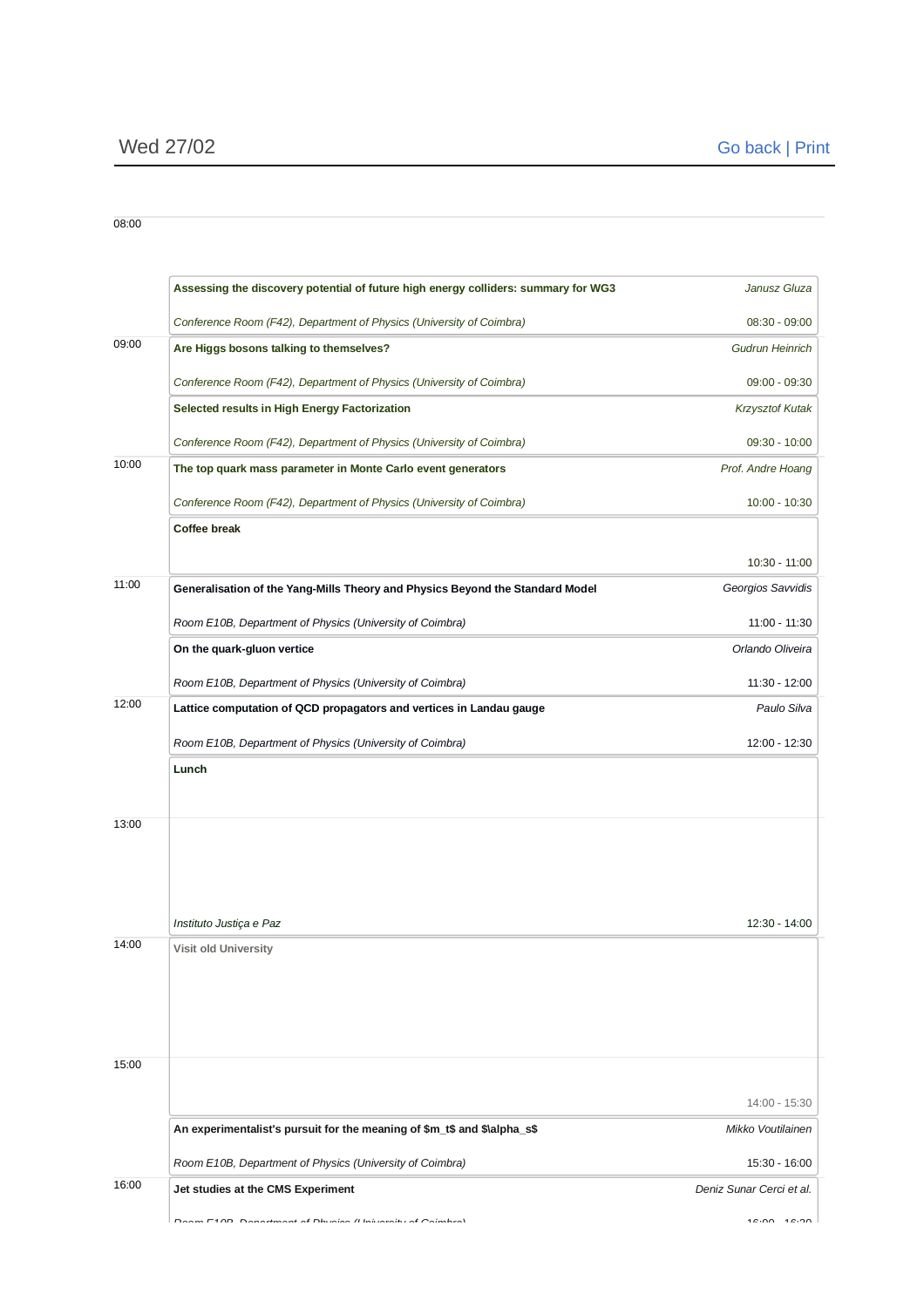## Wed 27/02

Go back | Print

08:00

**Assessing the discovery potential of future high energy colliders: summary for WG3** — *Janusz Gluza*
*Conference Room (F42), Department of Physics (University of Coimbra)* — 08:30 - 09:00

09:00

**Are Higgs bosons talking to themselves?** — *Gudrun Heinrich*
*Conference Room (F42), Department of Physics (University of Coimbra)* — 09:00 - 09:30

**Selected results in High Energy Factorization** — *Krzysztof Kutak*
*Conference Room (F42), Department of Physics (University of Coimbra)* — 09:30 - 10:00

10:00

**The top quark mass parameter in Monte Carlo event generators** — *Prof. Andre Hoang*
*Conference Room (F42), Department of Physics (University of Coimbra)* — 10:00 - 10:30

**Coffee break**
10:30 - 11:00

11:00

**Generalisation of the Yang-Mills Theory and Physics Beyond the Standard Model** — *Georgios Savvidis*
*Room E10B, Department of Physics (University of Coimbra)* — 11:00 - 11:30

**On the quark-gluon vertice** — *Orlando Oliveira*
*Room E10B, Department of Physics (University of Coimbra)* — 11:30 - 12:00

12:00

**Lattice computation of QCD propagators and vertices in Landau gauge** — *Paulo Silva*
*Room E10B, Department of Physics (University of Coimbra)* — 12:00 - 12:30

**Lunch**

13:00

*Instituto Justiça e Paz* — 12:30 - 14:00

14:00

**Visit old University**

15:00

14:00 - 15:30

**An experimentalist's pursuit for the meaning of $m_t$ and $\alpha_s$** — *Mikko Voutilainen*
*Room E10B, Department of Physics (University of Coimbra)* — 15:30 - 16:00

16:00

**Jet studies at the CMS Experiment** — *Deniz Sunar Cerci et al.*
*Room E10B, Department of Physics (University of Coimbra)* — 16:00 - 16:30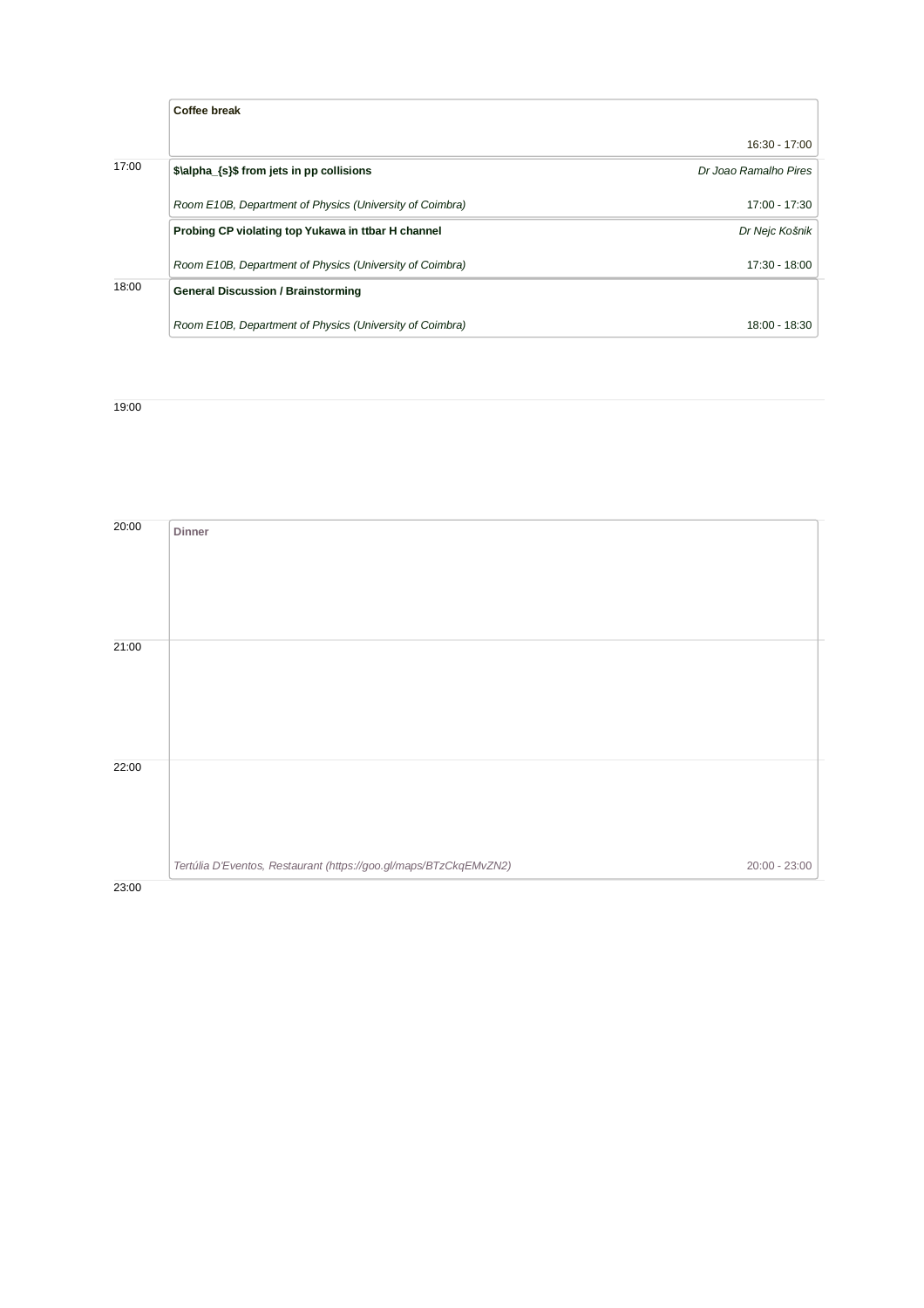**Coffee break**

16:30 - 17:00

17:00

**$\alpha_{s}$ from jets in pp collisions** — *Dr Joao Ramalho Pires*

*Room E10B, Department of Physics (University of Coimbra)* — 17:00 - 17:30

**Probing CP violating top Yukawa in ttbar H channel** — *Dr Nejc Košnik*

*Room E10B, Department of Physics (University of Coimbra)* — 17:30 - 18:00

18:00

**General Discussion / Brainstorming**

*Room E10B, Department of Physics (University of Coimbra)* — 18:00 - 18:30

19:00

20:00

**Dinner**

21:00

22:00

*Tertúlia D'Eventos, Restaurant (https://goo.gl/maps/BTzCkqEMvZN2)* — 20:00 - 23:00

23:00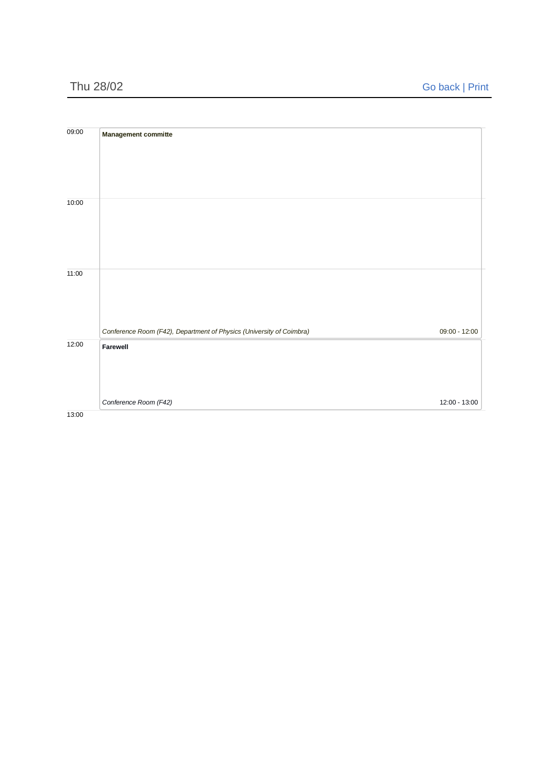## Thu 28/02

Go back | Print

09:00

**Management committe**

10:00

11:00

*Conference Room (F42), Department of Physics (University of Coimbra)* 09:00 - 12:00

12:00

**Farewell**

*Conference Room (F42)* 12:00 - 13:00

13:00